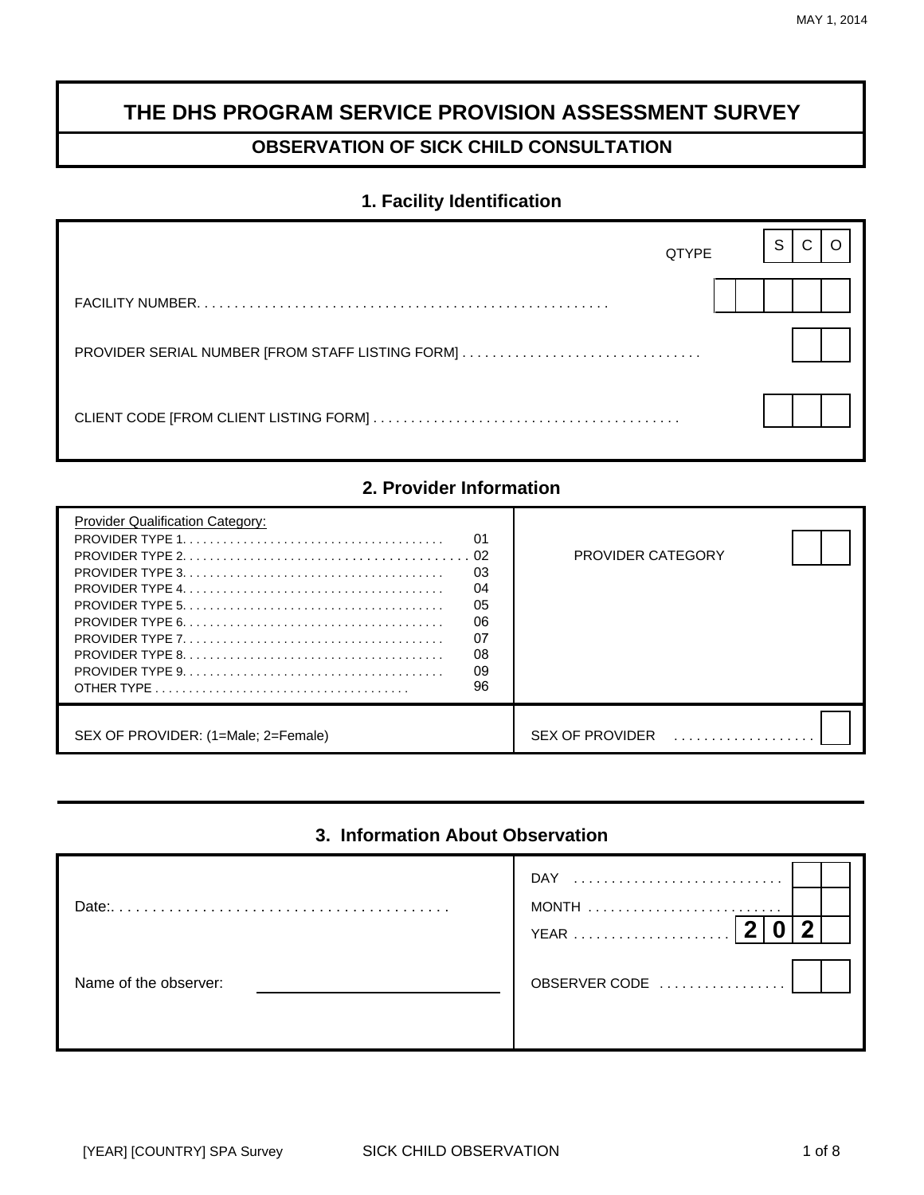# THE DHS PROGRAM SERVICE PROVISION ASSESSMENT SURVEY

## OBSERVATION OF SICK CHILD CONSULTATION

### 1. Facility Identification

QTYPE | S | C | O |

FACILITY NUMBER. . . . . . . . . . . . . . . . . . . . . . . . . . . . . . . . . . . . . . . . . . . . . . . . . . . . . . . [ | | | | ]

PROVIDER SERIAL NUMBER [FROM STAFF LISTING FORM] . . . . . . . . . . . . . . . . . . . . . . . . . . . . . . . . [ | ]

CLIENT CODE [FROM CLIENT LISTING FORM] . . . . . . . . . . . . . . . . . . . . . . . . . . . . . . . . . . . . . . . . . [ | | ]

### 2. Provider Information

| Provider Qualification Category: | | |
|---|---|---|
| PROVIDER TYPE 1. . . . . . . . . . . . . . . . . . . . . . . . . . . . . . . . . . . . . . . | 01 | PROVIDER CATEGORY [ \| ] |
| PROVIDER TYPE 2. . . . . . . . . . . . . . . . . . . . . . . . . . . . . . . . . . . . . . . . | 02 | |
| PROVIDER TYPE 3. . . . . . . . . . . . . . . . . . . . . . . . . . . . . . . . . . . . . . . | 03 | |
| PROVIDER TYPE 4. . . . . . . . . . . . . . . . . . . . . . . . . . . . . . . . . . . . . . . | 04 | |
| PROVIDER TYPE 5. . . . . . . . . . . . . . . . . . . . . . . . . . . . . . . . . . . . . . . | 05 | |
| PROVIDER TYPE 6. . . . . . . . . . . . . . . . . . . . . . . . . . . . . . . . . . . . . . . | 06 | |
| PROVIDER TYPE 7. . . . . . . . . . . . . . . . . . . . . . . . . . . . . . . . . . . . . . . | 07 | |
| PROVIDER TYPE 8. . . . . . . . . . . . . . . . . . . . . . . . . . . . . . . . . . . . . . . | 08 | |
| PROVIDER TYPE 9. . . . . . . . . . . . . . . . . . . . . . . . . . . . . . . . . . . . . . . | 09 | |
| OTHER TYPE . . . . . . . . . . . . . . . . . . . . . . . . . . . . . . . . . . . . . . | 96 | |
| SEX OF PROVIDER: (1=Male; 2=Female) | | SEX OF PROVIDER . . . . . . . . . . . . . . . . . . [ ] |

### 3. Information About Observation

| | |
|---|---|
| Date:. . . . . . . . . . . . . . . . . . . . . . . . . . . . . . . . . . . . . . . . . . | DAY . . . . . . . . . . . . . . . . . . . . . . . . . . . [ \| ] |
| | MONTH . . . . . . . . . . . . . . . . . . . . . . . . . . [ \| ] |
| | YEAR . . . . . . . . . . . . . . . . . . . . . [ 2 \| 0 \| 2 \| ] |
| Name of the observer: ______________________ | OBSERVER CODE . . . . . . . . . . . . . . . . [ \| ] |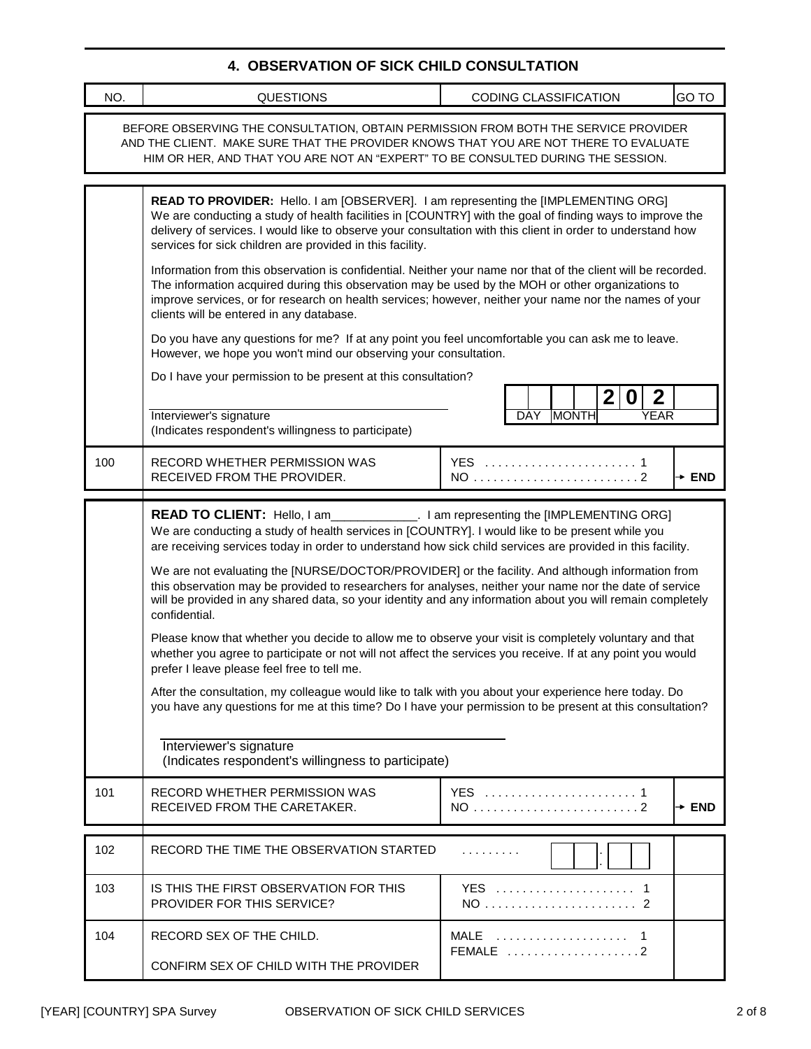## 4. OBSERVATION OF SICK CHILD CONSULTATION

| NO. | QUESTIONS | CODING CLASSIFICATION | GO TO |
|---|---|---|---|

BEFORE OBSERVING THE CONSULTATION, OBTAIN PERMISSION FROM BOTH THE SERVICE PROVIDER AND THE CLIENT. MAKE SURE THAT THE PROVIDER KNOWS THAT YOU ARE NOT THERE TO EVALUATE HIM OR HER, AND THAT YOU ARE NOT AN "EXPERT" TO BE CONSULTED DURING THE SESSION.

**READ TO PROVIDER:** Hello. I am [OBSERVER]. I am representing the [IMPLEMENTING ORG] We are conducting a study of health facilities in [COUNTRY] with the goal of finding ways to improve the delivery of services. I would like to observe your consultation with this client in order to understand how services for sick children are provided in this facility.

Information from this observation is confidential. Neither your name nor that of the client will be recorded. The information acquired during this observation may be used by the MOH or other organizations to improve services, or for research on health services; however, neither your name nor the names of your clients will be entered in any database.

Do you have any questions for me? If at any point you feel uncomfortable you can ask me to leave. However, we hope you won't mind our observing your consultation.

Do I have your permission to be present at this consultation?

Interviewer's signature ____________________
(Indicates respondent's willingness to participate)

| DAY | | MONTH | | YEAR | | | |
|---|---|---|---|---|---|---|---|
| | | | | 2 | 0 | 2 | |

| NO. | QUESTIONS | CODING CLASSIFICATION | GO TO |
|---|---|---|---|
| 100 | RECORD WHETHER PERMISSION WAS RECEIVED FROM THE PROVIDER. | YES . . . . . . . . . . . . . . . . . . . . . . . 1<br>NO . . . . . . . . . . . . . . . . . . . . . . . . . 2 | <br>→ END |

**READ TO CLIENT:** Hello, I am____________. I am representing the [IMPLEMENTING ORG] We are conducting a study of health services in [COUNTRY]. I would like to be present while you are receiving services today in order to understand how sick child services are provided in this facility.

We are not evaluating the [NURSE/DOCTOR/PROVIDER] or the facility. And although information from this observation may be provided to researchers for analyses, neither your name nor the date of service will be provided in any shared data, so your identity and any information about you will remain completely confidential.

Please know that whether you decide to allow me to observe your visit is completely voluntary and that whether you agree to participate or not will not affect the services you receive. If at any point you would prefer I leave please feel free to tell me.

After the consultation, my colleague would like to talk with you about your experience here today. Do you have any questions for me at this time? Do I have your permission to be present at this consultation?

Interviewer's signature ____________________
(Indicates respondent's willingness to participate)

| NO. | QUESTIONS | CODING CLASSIFICATION | GO TO |
|---|---|---|---|
| 101 | RECORD WHETHER PERMISSION WAS RECEIVED FROM THE CARETAKER. | YES . . . . . . . . . . . . . . . . . . . . . . . 1<br>NO . . . . . . . . . . . . . . . . . . . . . . . . . 2 | <br>→ END |
| 102 | RECORD THE TIME THE OBSERVATION STARTED | . . . . . . . . . [ ][ ] : [ ][ ] | |
| 103 | IS THIS THE FIRST OBSERVATION FOR THIS PROVIDER FOR THIS SERVICE? | YES . . . . . . . . . . . . . . . . . . . . . 1<br>NO . . . . . . . . . . . . . . . . . . . . . . . 2 | |
| 104 | RECORD SEX OF THE CHILD.<br><br>CONFIRM SEX OF CHILD WITH THE PROVIDER | MALE . . . . . . . . . . . . . . . . . . . . 1<br>FEMALE . . . . . . . . . . . . . . . . . . . . 2 | |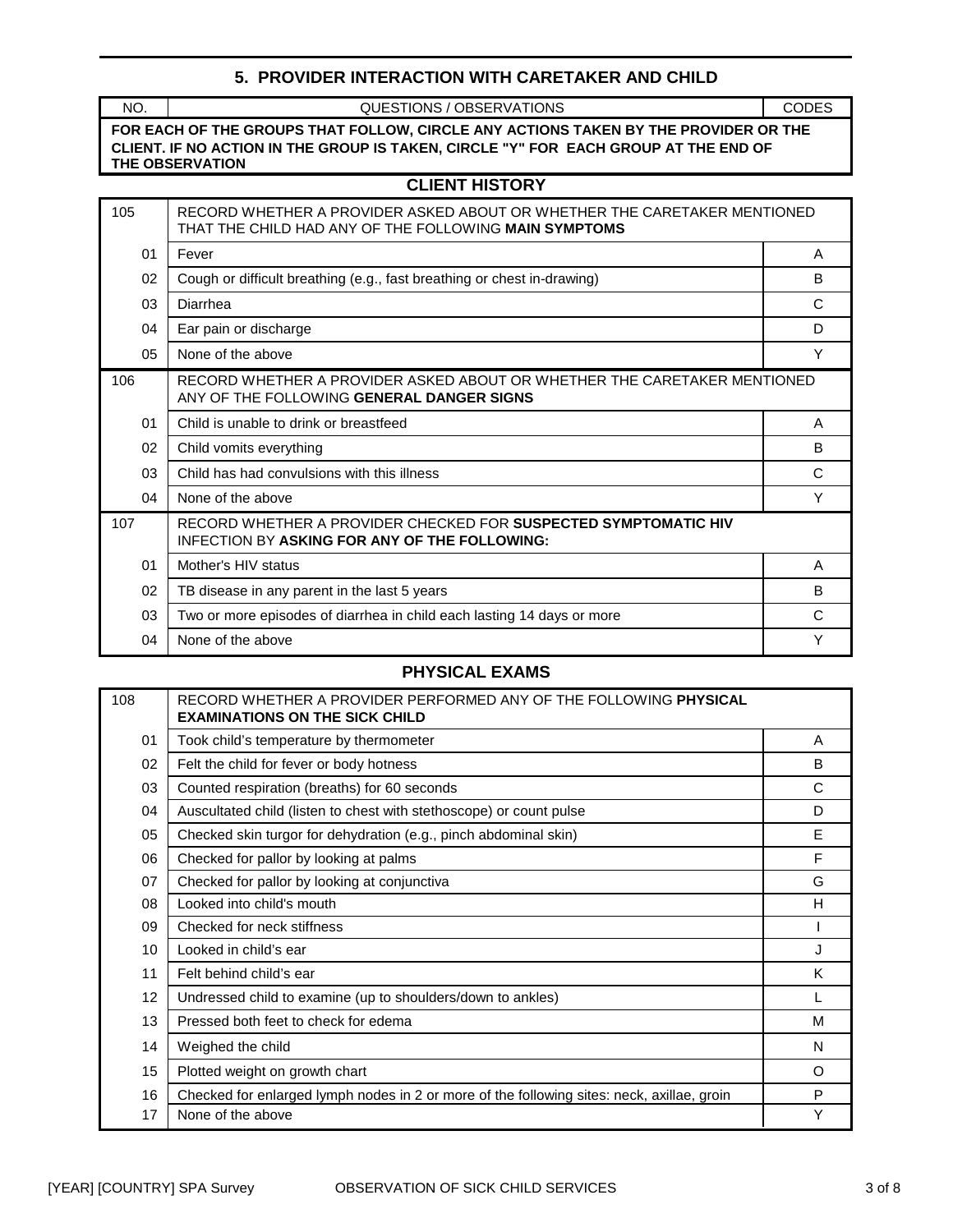## 5. PROVIDER INTERACTION WITH CARETAKER AND CHILD

| NO. | QUESTIONS / OBSERVATIONS | CODES |
|---|---|---|
| | **FOR EACH OF THE GROUPS THAT FOLLOW, CIRCLE ANY ACTIONS TAKEN BY THE PROVIDER OR THE CLIENT. IF NO ACTION IN THE GROUP IS TAKEN, CIRCLE "Y" FOR EACH GROUP AT THE END OF THE OBSERVATION** | |

### CLIENT HISTORY

| NO. | QUESTIONS / OBSERVATIONS | CODES |
|---|---|---|
| 105 | RECORD WHETHER A PROVIDER ASKED ABOUT OR WHETHER THE CARETAKER MENTIONED THAT THE CHILD HAD ANY OF THE FOLLOWING **MAIN SYMPTOMS** | |
| 01 | Fever | A |
| 02 | Cough or difficult breathing (e.g., fast breathing or chest in-drawing) | B |
| 03 | Diarrhea | C |
| 04 | Ear pain or discharge | D |
| 05 | None of the above | Y |
| 106 | RECORD WHETHER A PROVIDER ASKED ABOUT OR WHETHER THE CARETAKER MENTIONED ANY OF THE FOLLOWING **GENERAL DANGER SIGNS** | |
| 01 | Child is unable to drink or breastfeed | A |
| 02 | Child vomits everything | B |
| 03 | Child has had convulsions with this illness | C |
| 04 | None of the above | Y |
| 107 | RECORD WHETHER A PROVIDER CHECKED FOR **SUSPECTED SYMPTOMATIC HIV** INFECTION BY **ASKING FOR ANY OF THE FOLLOWING:** | |
| 01 | Mother's HIV status | A |
| 02 | TB disease in any parent in the last 5 years | B |
| 03 | Two or more episodes of diarrhea in child each lasting 14 days or more | C |
| 04 | None of the above | Y |

### PHYSICAL EXAMS

| NO. | QUESTIONS / OBSERVATIONS | CODES |
|---|---|---|
| 108 | RECORD WHETHER A PROVIDER PERFORMED ANY OF THE FOLLOWING **PHYSICAL EXAMINATIONS ON THE SICK CHILD** | |
| 01 | Took child's temperature by thermometer | A |
| 02 | Felt the child for fever or body hotness | B |
| 03 | Counted respiration (breaths) for 60 seconds | C |
| 04 | Auscultated child (listen to chest with stethoscope) or count pulse | D |
| 05 | Checked skin turgor for dehydration (e.g., pinch abdominal skin) | E |
| 06 | Checked for pallor by looking at palms | F |
| 07 | Checked for pallor by looking at conjunctiva | G |
| 08 | Looked into child's mouth | H |
| 09 | Checked for neck stiffness | I |
| 10 | Looked in child's ear | J |
| 11 | Felt behind child's ear | K |
| 12 | Undressed child to examine (up to shoulders/down to ankles) | L |
| 13 | Pressed both feet to check for edema | M |
| 14 | Weighed the child | N |
| 15 | Plotted weight on growth chart | O |
| 16 | Checked for enlarged lymph nodes in 2 or more of the following sites: neck, axillae, groin | P |
| 17 | None of the above | Y |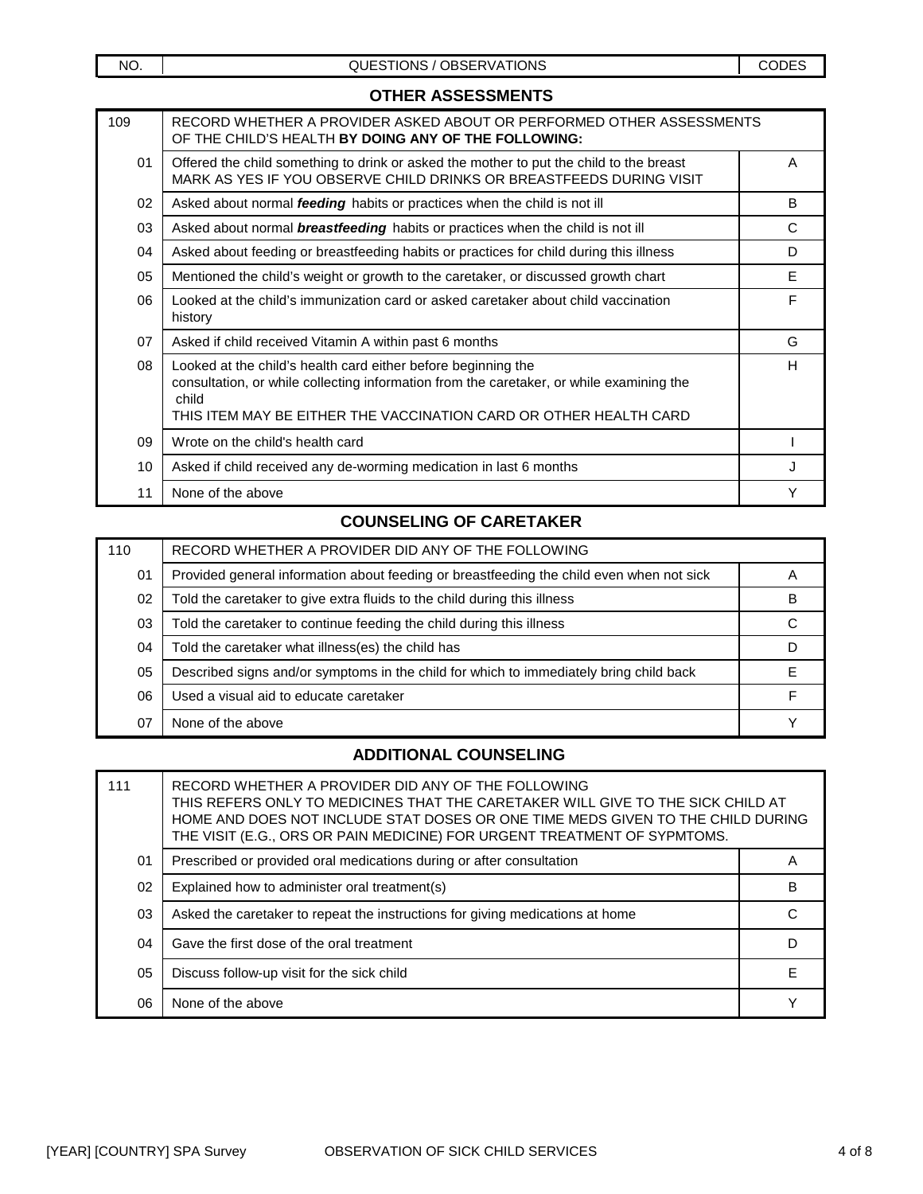| NO. | QUESTIONS / OBSERVATIONS | CODES |
|---|---|---|

## OTHER ASSESSMENTS

| 109 | RECORD WHETHER A PROVIDER ASKED ABOUT OR PERFORMED OTHER ASSESSMENTS OF THE CHILD'S HEALTH **BY DOING ANY OF THE FOLLOWING:** | |
|---|---|---|
| 01 | Offered the child something to drink or asked the mother to put the child to the breast<br>MARK AS YES IF YOU OBSERVE CHILD DRINKS OR BREASTFEEDS DURING VISIT | A |
| 02 | Asked about normal ***feeding*** habits or practices when the child is not ill | B |
| 03 | Asked about normal ***breastfeeding*** habits or practices when the child is not ill | C |
| 04 | Asked about feeding or breastfeeding habits or practices for child during this illness | D |
| 05 | Mentioned the child's weight or growth to the caretaker, or discussed growth chart | E |
| 06 | Looked at the child's immunization card or asked caretaker about child vaccination history | F |
| 07 | Asked if child received Vitamin A within past 6 months | G |
| 08 | Looked at the child's health card either before beginning the consultation, or while collecting information from the caretaker, or while examining the child<br>THIS ITEM MAY BE EITHER THE VACCINATION CARD OR OTHER HEALTH CARD | H |
| 09 | Wrote on the child's health card | I |
| 10 | Asked if child received any de-worming medication in last 6 months | J |
| 11 | None of the above | Y |

## COUNSELING OF CARETAKER

| 110 | RECORD WHETHER A PROVIDER DID ANY OF THE FOLLOWING | |
|---|---|---|
| 01 | Provided general information about feeding or breastfeeding the child even when not sick | A |
| 02 | Told the caretaker to give extra fluids to the child during this illness | B |
| 03 | Told the caretaker to continue feeding the child during this illness | C |
| 04 | Told the caretaker what illness(es) the child has | D |
| 05 | Described signs and/or symptoms in the child for which to immediately bring child back | E |
| 06 | Used a visual aid to educate caretaker | F |
| 07 | None of the above | Y |

## ADDITIONAL COUNSELING

| 111 | RECORD WHETHER A PROVIDER DID ANY OF THE FOLLOWING<br>THIS REFERS ONLY TO MEDICINES THAT THE CARETAKER WILL GIVE TO THE SICK CHILD AT HOME AND DOES NOT INCLUDE STAT DOSES OR ONE TIME MEDS GIVEN TO THE CHILD DURING THE VISIT (E.G., ORS OR PAIN MEDICINE) FOR URGENT TREATMENT OF SYPMTOMS. | |
|---|---|---|
| 01 | Prescribed or provided oral medications during or after consultation | A |
| 02 | Explained how to administer oral treatment(s) | B |
| 03 | Asked the caretaker to repeat the instructions for giving medications at home | C |
| 04 | Gave the first dose of the oral treatment | D |
| 05 | Discuss follow-up visit for the sick child | E |
| 06 | None of the above | Y |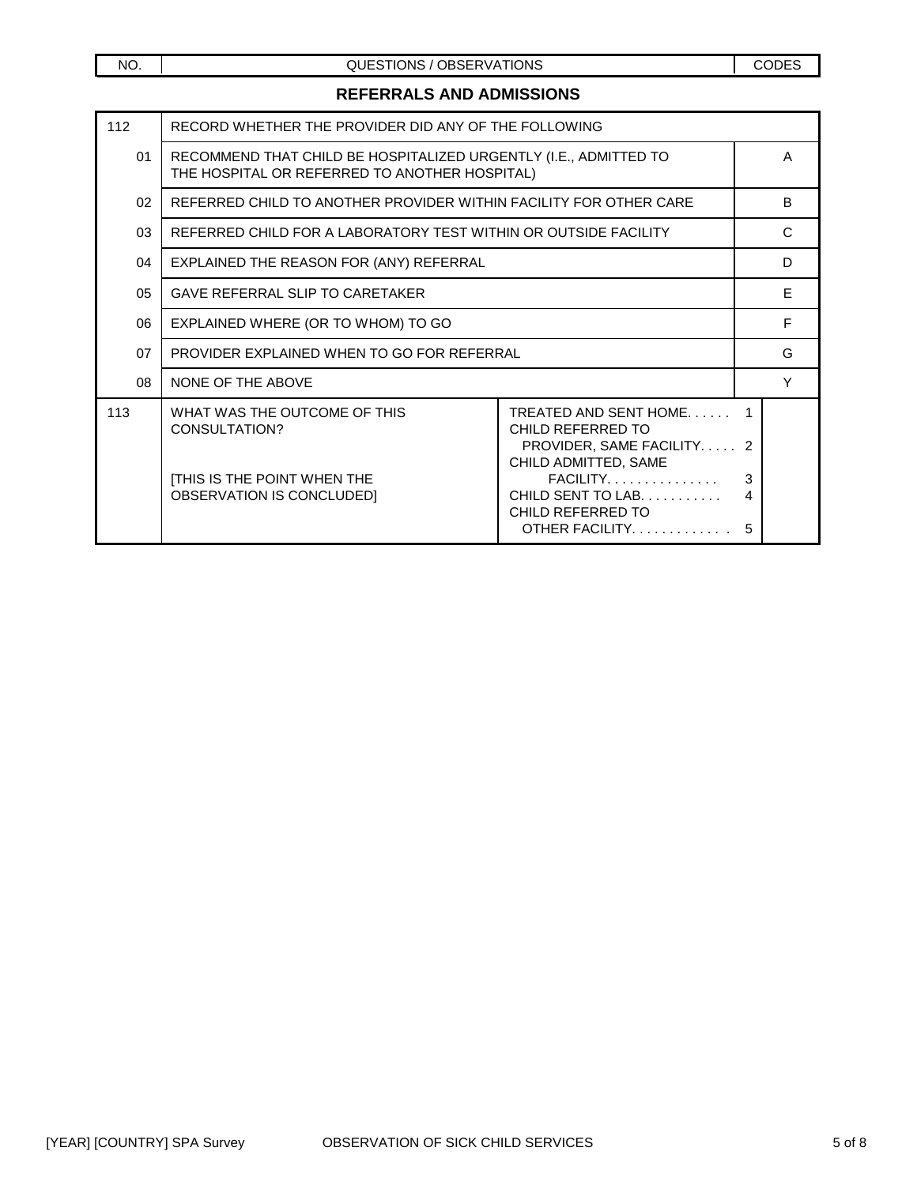| NO. | QUESTIONS / OBSERVATIONS | CODES |
|---|---|---|

## REFERRALS AND ADMISSIONS

| NO. | QUESTIONS / OBSERVATIONS | | CODES |
|---|---|---|---|
| 112 | RECORD WHETHER THE PROVIDER DID ANY OF THE FOLLOWING | | |
| 01 | RECOMMEND THAT CHILD BE HOSPITALIZED URGENTLY (I.E., ADMITTED TO THE HOSPITAL OR REFERRED TO ANOTHER HOSPITAL) | | A |
| 02 | REFERRED CHILD TO ANOTHER PROVIDER WITHIN FACILITY FOR OTHER CARE | | B |
| 03 | REFERRED CHILD FOR A LABORATORY TEST WITHIN OR OUTSIDE FACILITY | | C |
| 04 | EXPLAINED THE REASON FOR (ANY) REFERRAL | | D |
| 05 | GAVE REFERRAL SLIP TO CARETAKER | | E |
| 06 | EXPLAINED WHERE (OR TO WHOM) TO GO | | F |
| 07 | PROVIDER EXPLAINED WHEN TO GO FOR REFERRAL | | G |
| 08 | NONE OF THE ABOVE | | Y |
| 113 | WHAT WAS THE OUTCOME OF THIS CONSULTATION?<br><br>[THIS IS THE POINT WHEN THE OBSERVATION IS CONCLUDED] | TREATED AND SENT HOME. . . . . . 1<br>CHILD REFERRED TO PROVIDER, SAME FACILITY. . . . . 2<br>CHILD ADMITTED, SAME FACILITY. . . . . . . . . . . . . . . 3<br>CHILD SENT TO LAB. . . . . . . . . . . 4<br>CHILD REFERRED TO OTHER FACILITY. . . . . . . . . . . . 5 | |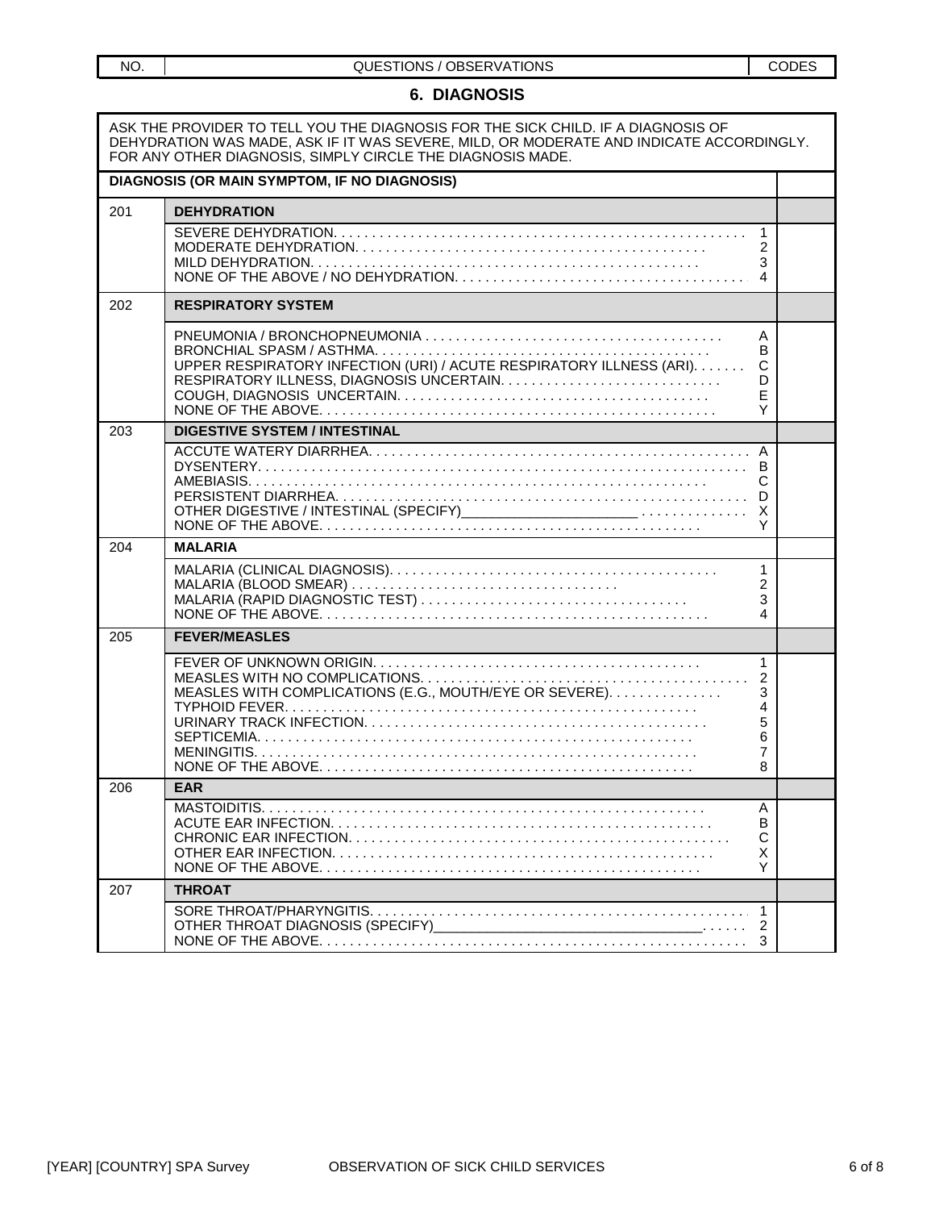| NO. | QUESTIONS / OBSERVATIONS | CODES |
|---|---|---|

## 6. DIAGNOSIS

ASK THE PROVIDER TO TELL YOU THE DIAGNOSIS FOR THE SICK CHILD. IF A DIAGNOSIS OF DEHYDRATION WAS MADE, ASK IF IT WAS SEVERE, MILD, OR MODERATE AND INDICATE ACCORDINGLY. FOR ANY OTHER DIAGNOSIS, SIMPLY CIRCLE THE DIAGNOSIS MADE.

| NO. | DIAGNOSIS (OR MAIN SYMPTOM, IF NO DIAGNOSIS) | CODE | |
|---|---|---|---|
| 201 | **DEHYDRATION** | | |
| | SEVERE DEHYDRATION | 1 | |
| | MODERATE DEHYDRATION | 2 | |
| | MILD DEHYDRATION | 3 | |
| | NONE OF THE ABOVE / NO DEHYDRATION | 4 | |
| 202 | **RESPIRATORY SYSTEM** | | |
| | PNEUMONIA / BRONCHOPNEUMONIA | A | |
| | BRONCHIAL SPASM / ASTHMA | B | |
| | UPPER RESPIRATORY INFECTION (URI) / ACUTE RESPIRATORY ILLNESS (ARI) | C | |
| | RESPIRATORY ILLNESS, DIAGNOSIS UNCERTAIN | D | |
| | COUGH, DIAGNOSIS UNCERTAIN | E | |
| | NONE OF THE ABOVE | Y | |
| 203 | **DIGESTIVE SYSTEM / INTESTINAL** | | |
| | ACCUTE WATERY DIARRHEA | A | |
| | DYSENTERY | B | |
| | AMEBIASIS | C | |
| | PERSISTENT DIARRHEA | D | |
| | OTHER DIGESTIVE / INTESTINAL (SPECIFY)______________________ | X | |
| | NONE OF THE ABOVE | Y | |
| 204 | **MALARIA** | | |
| | MALARIA (CLINICAL DIAGNOSIS) | 1 | |
| | MALARIA (BLOOD SMEAR) | 2 | |
| | MALARIA (RAPID DIAGNOSTIC TEST) | 3 | |
| | NONE OF THE ABOVE | 4 | |
| 205 | **FEVER/MEASLES** | | |
| | FEVER OF UNKNOWN ORIGIN | 1 | |
| | MEASLES WITH NO COMPLICATIONS | 2 | |
| | MEASLES WITH COMPLICATIONS (E.G., MOUTH/EYE OR SEVERE) | 3 | |
| | TYPHOID FEVER | 4 | |
| | URINARY TRACK INFECTION | 5 | |
| | SEPTICEMIA | 6 | |
| | MENINGITIS | 7 | |
| | NONE OF THE ABOVE | 8 | |
| 206 | **EAR** | | |
| | MASTOIDITIS | A | |
| | ACUTE EAR INFECTION | B | |
| | CHRONIC EAR INFECTION | C | |
| | OTHER EAR INFECTION | X | |
| | NONE OF THE ABOVE | Y | |
| 207 | **THROAT** | | |
| | SORE THROAT/PHARYNGITIS | 1 | |
| | OTHER THROAT DIAGNOSIS (SPECIFY)________________________________ | 2 | |
| | NONE OF THE ABOVE | 3 | |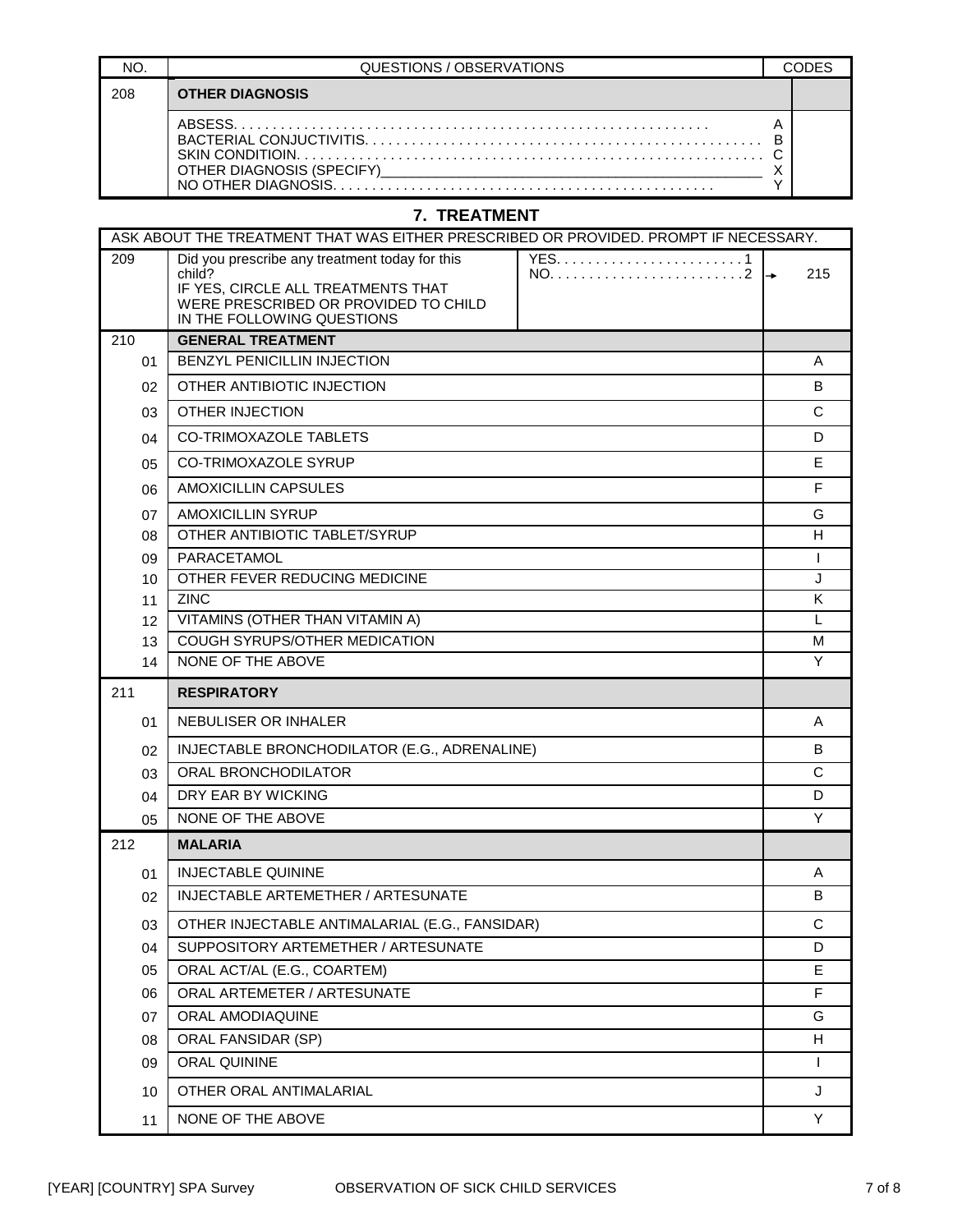| NO. | QUESTIONS / OBSERVATIONS | | CODES |
|---|---|---|---|
| 208 | **OTHER DIAGNOSIS** | | |
| | ABSESS. . . . . . . . . . . . . . . . . . . . . . . . . . . . . . . . . . . . . . . . . . . . . . . . . . . . . . . . . . . . A<br>BACTERIAL CONJUCTIVITIS. . . . . . . . . . . . . . . . . . . . . . . . . . . . . . . . . . . . . . . . . . . . . . . . . . B<br>SKIN CONDITIOIN. . . . . . . . . . . . . . . . . . . . . . . . . . . . . . . . . . . . . . . . . . . . . . . . . . . . . . . . . . C<br>OTHER DIAGNOSIS (SPECIFY)________________________________________________ X<br>NO OTHER DIAGNOSIS. . . . . . . . . . . . . . . . . . . . . . . . . . . . . . . . . . . . . . . . . . . . . . . . . Y | | |

## 7. TREATMENT

| ASK ABOUT THE TREATMENT THAT WAS EITHER PRESCRIBED OR PROVIDED. PROMPT IF NECESSARY. | | | |
|---|---|---|---|
| 209 | Did you prescribe any treatment today for this child?<br>IF YES, CIRCLE ALL TREATMENTS THAT WERE PRESCRIBED OR PROVIDED TO CHILD IN THE FOLLOWING QUESTIONS | YES. . . . . . . . . . . . . . . . . . . . . . . . 1<br>NO. . . . . . . . . . . . . . . . . . . . . . . . . 2 | → 215 |
| 210 | **GENERAL TREATMENT** | | |
| 01 | BENZYL PENICILLIN INJECTION | | A |
| 02 | OTHER ANTIBIOTIC INJECTION | | B |
| 03 | OTHER INJECTION | | C |
| 04 | CO-TRIMOXAZOLE TABLETS | | D |
| 05 | CO-TRIMOXAZOLE SYRUP | | E |
| 06 | AMOXICILLIN CAPSULES | | F |
| 07 | AMOXICILLIN SYRUP | | G |
| 08 | OTHER ANTIBIOTIC TABLET/SYRUP | | H |
| 09 | PARACETAMOL | | I |
| 10 | OTHER FEVER REDUCING MEDICINE | | J |
| 11 | ZINC | | K |
| 12 | VITAMINS (OTHER THAN VITAMIN A) | | L |
| 13 | COUGH SYRUPS/OTHER MEDICATION | | M |
| 14 | NONE OF THE ABOVE | | Y |
| 211 | **RESPIRATORY** | | |
| 01 | NEBULISER OR INHALER | | A |
| 02 | INJECTABLE BRONCHODILATOR (E.G., ADRENALINE) | | B |
| 03 | ORAL BRONCHODILATOR | | C |
| 04 | DRY EAR BY WICKING | | D |
| 05 | NONE OF THE ABOVE | | Y |
| 212 | **MALARIA** | | |
| 01 | INJECTABLE QUININE | | A |
| 02 | INJECTABLE ARTEMETHER / ARTESUNATE | | B |
| 03 | OTHER INJECTABLE ANTIMALARIAL (E.G., FANSIDAR) | | C |
| 04 | SUPPOSITORY ARTEMETHER / ARTESUNATE | | D |
| 05 | ORAL ACT/AL (E.G., COARTEM) | | E |
| 06 | ORAL ARTEMETER / ARTESUNATE | | F |
| 07 | ORAL AMODIAQUINE | | G |
| 08 | ORAL FANSIDAR (SP) | | H |
| 09 | ORAL QUININE | | I |
| 10 | OTHER ORAL ANTIMALARIAL | | J |
| 11 | NONE OF THE ABOVE | | Y |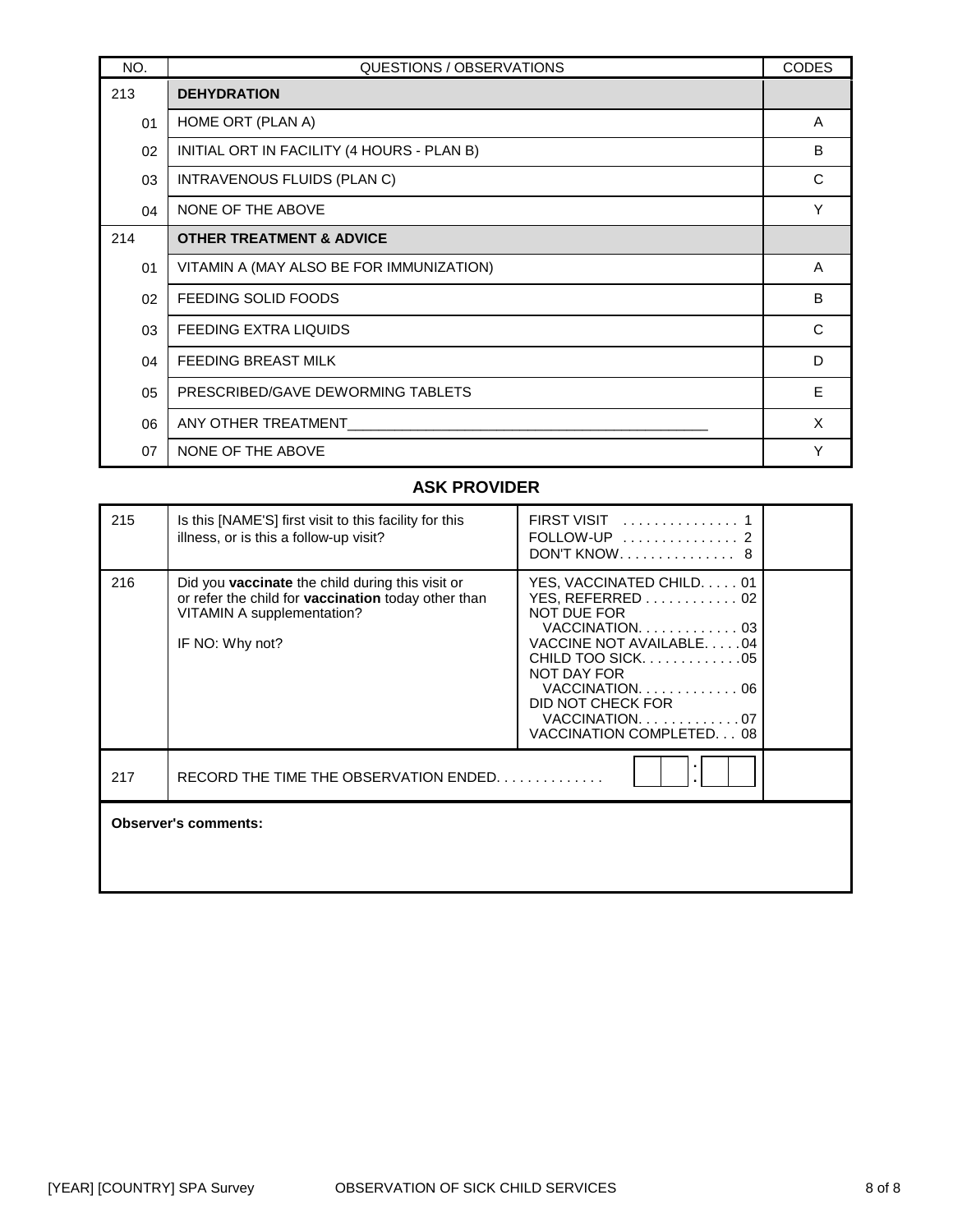| NO. | QUESTIONS / OBSERVATIONS | CODES |
|---|---|---|
| 213 | **DEHYDRATION** | |
| 01 | HOME ORT (PLAN A) | A |
| 02 | INITIAL ORT IN FACILITY (4 HOURS - PLAN B) | B |
| 03 | INTRAVENOUS FLUIDS (PLAN C) | C |
| 04 | NONE OF THE ABOVE | Y |
| 214 | **OTHER TREATMENT & ADVICE** | |
| 01 | VITAMIN A (MAY ALSO BE FOR IMMUNIZATION) | A |
| 02 | FEEDING SOLID FOODS | B |
| 03 | FEEDING EXTRA LIQUIDS | C |
| 04 | FEEDING BREAST MILK | D |
| 05 | PRESCRIBED/GAVE DEWORMING TABLETS | E |
| 06 | ANY OTHER TREATMENT_____________________________________________ | X |
| 07 | NONE OF THE ABOVE | Y |

## ASK PROVIDER

| | | | |
|---|---|---|---|
| 215 | Is this [NAME'S] first visit to this facility for this illness, or is this a follow-up visit? | FIRST VISIT . . . . . . . . . . . . . . . 1<br>FOLLOW-UP . . . . . . . . . . . . . . . 2<br>DON'T KNOW. . . . . . . . . . . . . . . 8 | |
| 216 | Did you **vaccinate** the child during this visit or or refer the child for **vaccination** today other than VITAMIN A supplementation?<br><br>IF NO: Why not? | YES, VACCINATED CHILD. . . . . 01<br>YES, REFERRED . . . . . . . . . . . . 02<br>NOT DUE FOR VACCINATION. . . . . . . . . . . . . 03<br>VACCINE NOT AVAILABLE. . . . .04<br>CHILD TOO SICK. . . . . . . . . . . . .05<br>NOT DAY FOR VACCINATION. . . . . . . . . . . . . 06<br>DID NOT CHECK FOR VACCINATION. . . . . . . . . . . . .07<br>VACCINATION COMPLETED. . . 08 | |
| 217 | RECORD THE TIME THE OBSERVATION ENDED. . . . . . . . . . . . . | [ ][ ] : [ ][ ] | |

**Observer's comments:**